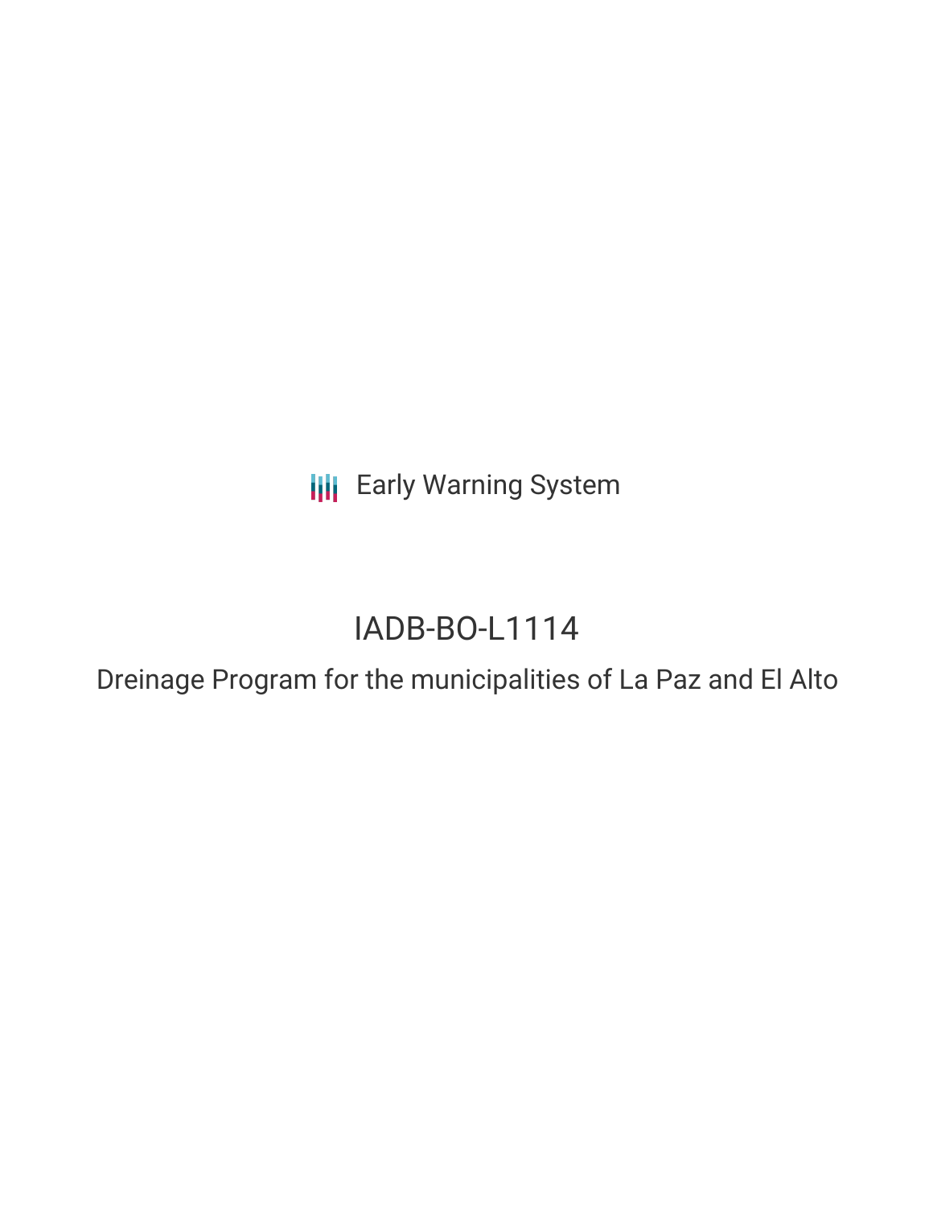Early Warning System

# IADB-BO-L1114

## Dreinage Program for the municipalities of La Paz and El Alto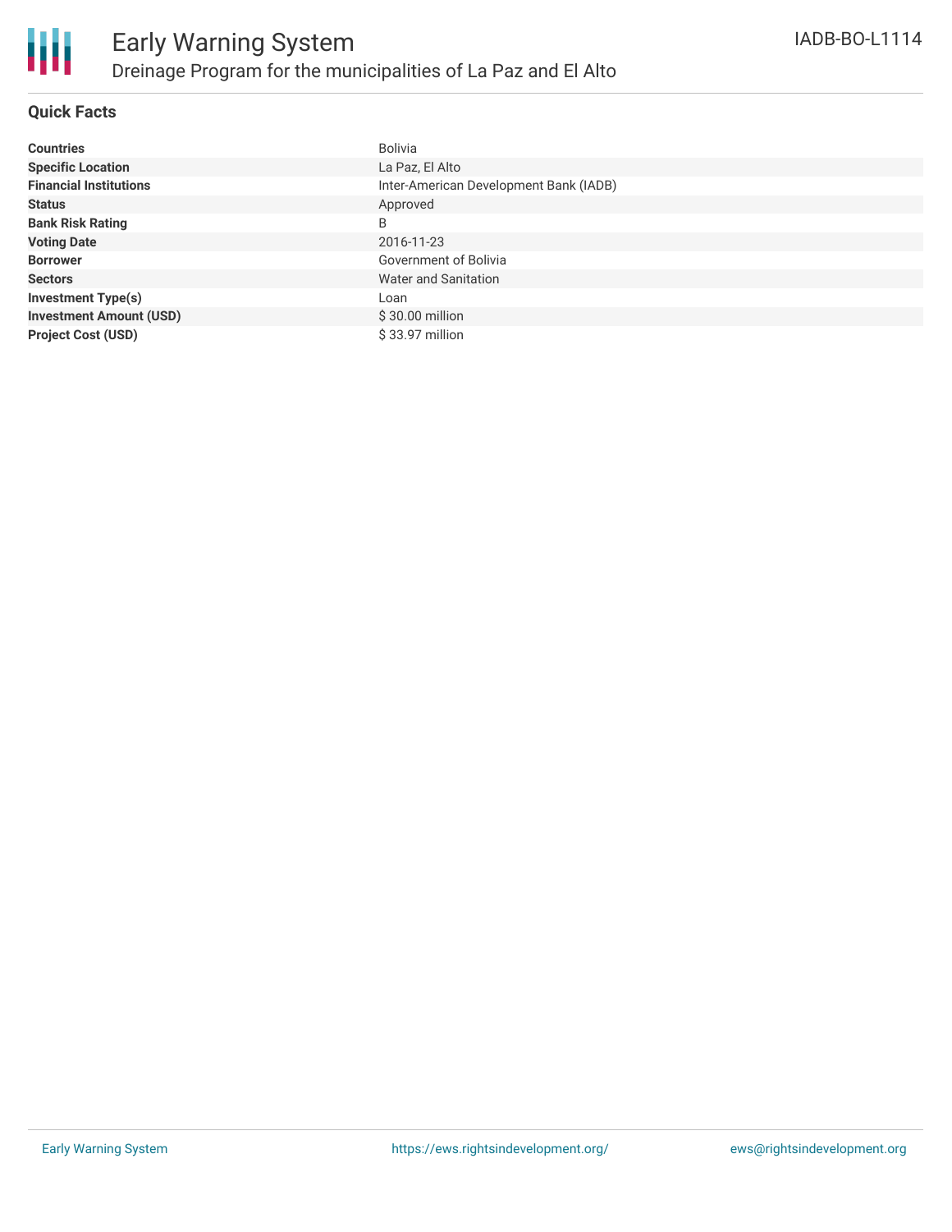# Early Warning System

## Dreinage Program for the municipalities of La Paz and El Alto

IADB-BO-L1114

### Quick Facts

| | |
|---|---|
| **Countries** | Bolivia |
| **Specific Location** | La Paz, El Alto |
| **Financial Institutions** | Inter-American Development Bank (IADB) |
| **Status** | Approved |
| **Bank Risk Rating** | B |
| **Voting Date** | 2016-11-23 |
| **Borrower** | Government of Bolivia |
| **Sectors** | Water and Sanitation |
| **Investment Type(s)** | Loan |
| **Investment Amount (USD)** | $ 30.00 million |
| **Project Cost (USD)** | $ 33.97 million |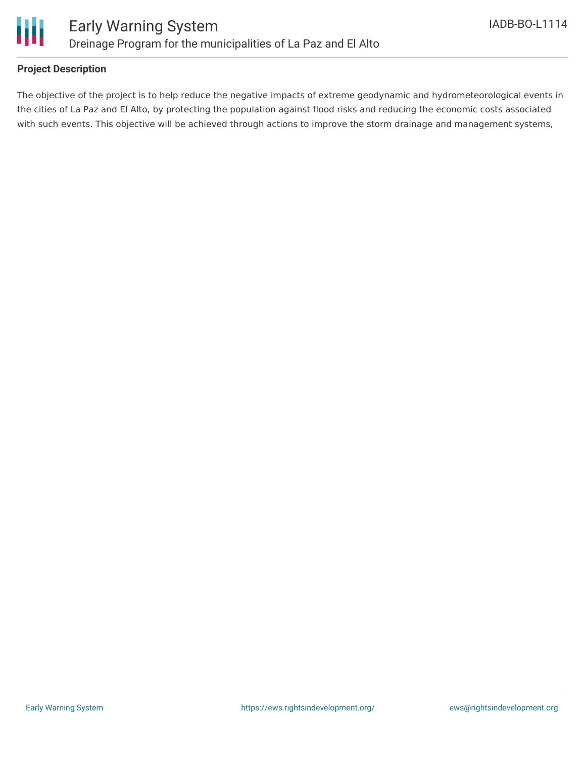### Project Description

The objective of the project is to help reduce the negative impacts of extreme geodynamic and hydrometeorological events in the cities of La Paz and El Alto, by protecting the population against flood risks and reducing the economic costs associated with such events. This objective will be achieved through actions to improve the storm drainage and management systems,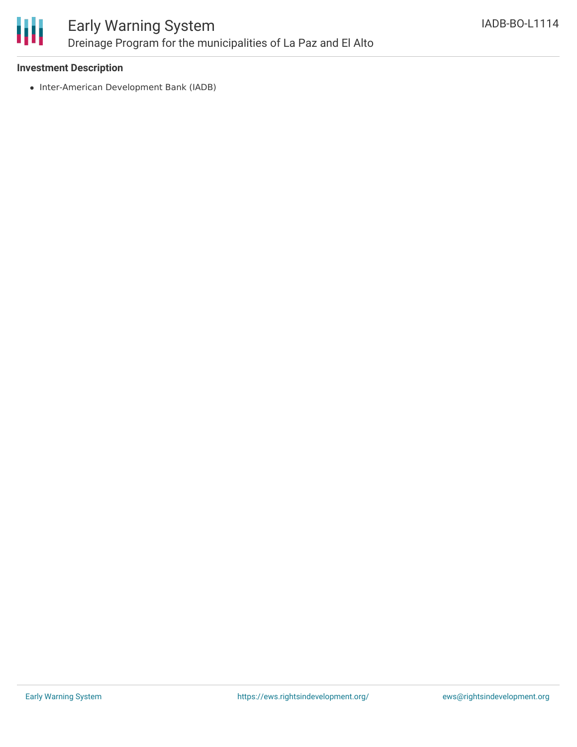### Investment Description

- Inter-American Development Bank (IADB)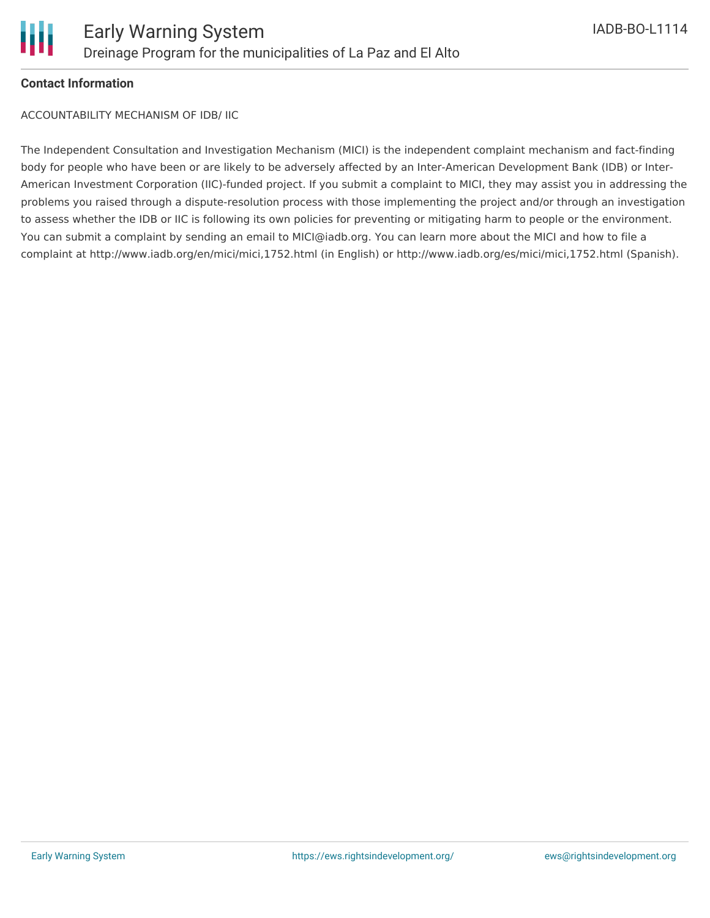**Contact Information**

ACCOUNTABILITY MECHANISM OF IDB/ IIC

The Independent Consultation and Investigation Mechanism (MICI) is the independent complaint mechanism and fact-finding body for people who have been or are likely to be adversely affected by an Inter-American Development Bank (IDB) or Inter-American Investment Corporation (IIC)-funded project. If you submit a complaint to MICI, they may assist you in addressing the problems you raised through a dispute-resolution process with those implementing the project and/or through an investigation to assess whether the IDB or IIC is following its own policies for preventing or mitigating harm to people or the environment. You can submit a complaint by sending an email to MICI@iadb.org. You can learn more about the MICI and how to file a complaint at http://www.iadb.org/en/mici/mici,1752.html (in English) or http://www.iadb.org/es/mici/mici,1752.html (Spanish).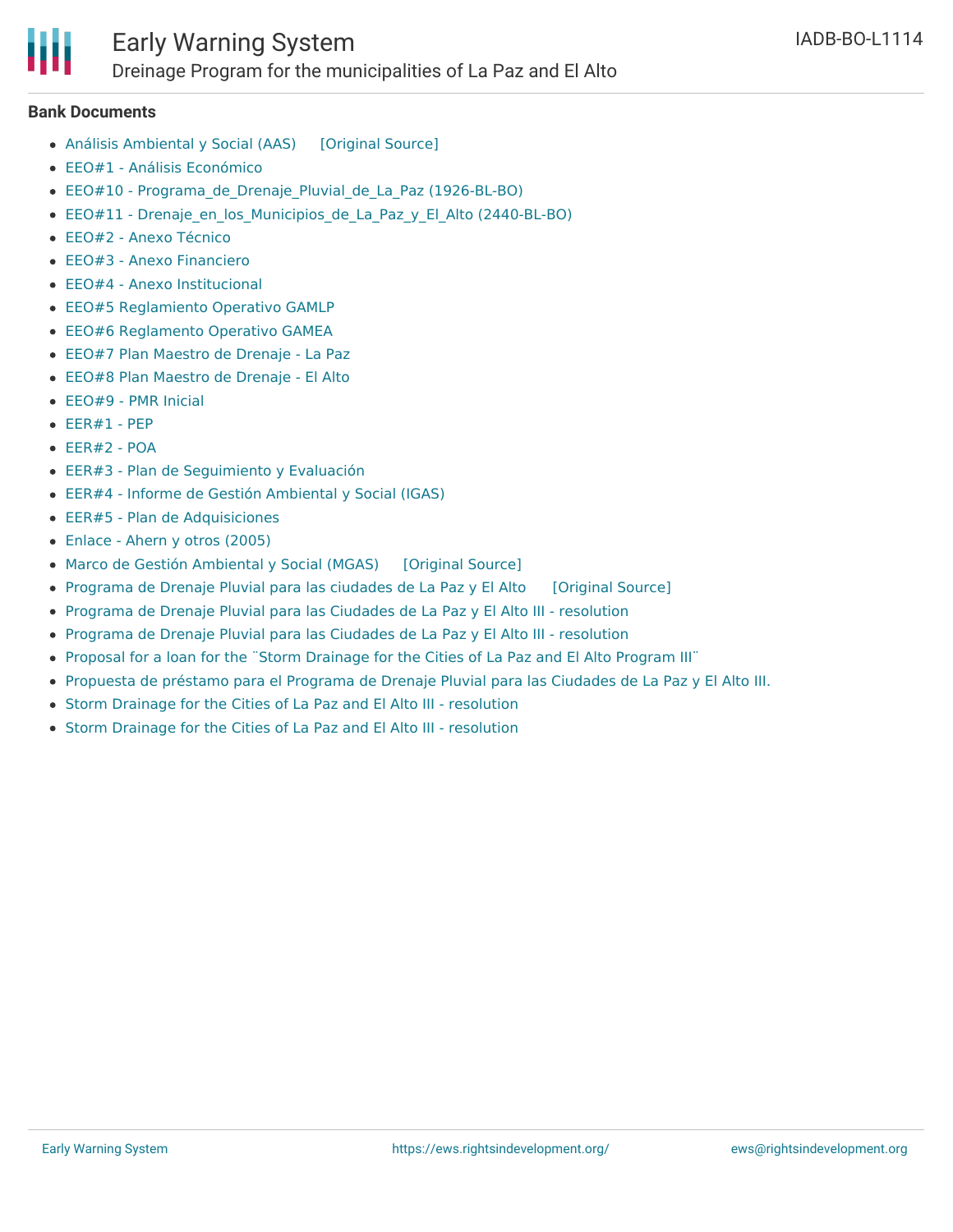### Bank Documents

- Análisis Ambiental y Social (AAS) [Original Source]
- EEO#1 - Análisis Económico
- EEO#10 - Programa_de_Drenaje_Pluvial_de_La_Paz (1926-BL-BO)
- EEO#11 - Drenaje_en_los_Municipios_de_La_Paz_y_El_Alto (2440-BL-BO)
- EEO#2 - Anexo Técnico
- EEO#3 - Anexo Financiero
- EEO#4 - Anexo Institucional
- EEO#5 Reglamiento Operativo GAMLP
- EEO#6 Reglamento Operativo GAMEA
- EEO#7 Plan Maestro de Drenaje - La Paz
- EEO#8 Plan Maestro de Drenaje - El Alto
- EEO#9 - PMR Inicial
- EER#1 - PEP
- EER#2 - POA
- EER#3 - Plan de Seguimiento y Evaluación
- EER#4 - Informe de Gestión Ambiental y Social (IGAS)
- EER#5 - Plan de Adquisiciones
- Enlace - Ahern y otros (2005)
- Marco de Gestión Ambiental y Social (MGAS) [Original Source]
- Programa de Drenaje Pluvial para las ciudades de La Paz y El Alto [Original Source]
- Programa de Drenaje Pluvial para las Ciudades de La Paz y El Alto III - resolution
- Programa de Drenaje Pluvial para las Ciudades de La Paz y El Alto III - resolution
- Proposal for a loan for the ¨Storm Drainage for the Cities of La Paz and El Alto Program III¨
- Propuesta de préstamo para el Programa de Drenaje Pluvial para las Ciudades de La Paz y El Alto III.
- Storm Drainage for the Cities of La Paz and El Alto III - resolution
- Storm Drainage for the Cities of La Paz and El Alto III - resolution